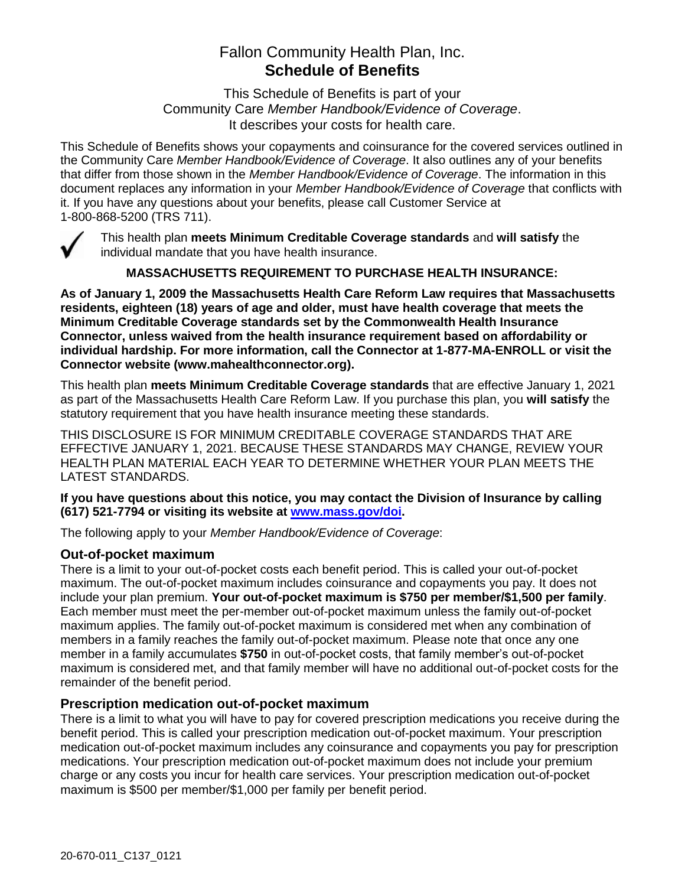# Fallon Community Health Plan, Inc.
## Schedule of Benefits

This Schedule of Benefits is part of your
Community Care *Member Handbook/Evidence of Coverage*.
It describes your costs for health care.

This Schedule of Benefits shows your copayments and coinsurance for the covered services outlined in the Community Care *Member Handbook/Evidence of Coverage*. It also outlines any of your benefits that differ from those shown in the *Member Handbook/Evidence of Coverage*. The information in this document replaces any information in your *Member Handbook/Evidence of Coverage* that conflicts with it. If you have any questions about your benefits, please call Customer Service at 1-800-868-5200 (TRS 711).

✓ This health plan **meets Minimum Creditable Coverage standards** and **will satisfy** the individual mandate that you have health insurance.

**MASSACHUSETTS REQUIREMENT TO PURCHASE HEALTH INSURANCE:**

**As of January 1, 2009 the Massachusetts Health Care Reform Law requires that Massachusetts residents, eighteen (18) years of age and older, must have health coverage that meets the Minimum Creditable Coverage standards set by the Commonwealth Health Insurance Connector, unless waived from the health insurance requirement based on affordability or individual hardship. For more information, call the Connector at 1-877-MA-ENROLL or visit the Connector website (www.mahealthconnector.org).**

This health plan **meets Minimum Creditable Coverage standards** that are effective January 1, 2021 as part of the Massachusetts Health Care Reform Law. If you purchase this plan, you **will satisfy** the statutory requirement that you have health insurance meeting these standards.

THIS DISCLOSURE IS FOR MINIMUM CREDITABLE COVERAGE STANDARDS THAT ARE EFFECTIVE JANUARY 1, 2021. BECAUSE THESE STANDARDS MAY CHANGE, REVIEW YOUR HEALTH PLAN MATERIAL EACH YEAR TO DETERMINE WHETHER YOUR PLAN MEETS THE LATEST STANDARDS.

**If you have questions about this notice, you may contact the Division of Insurance by calling (617) 521-7794 or visiting its website at www.mass.gov/doi.**

The following apply to your *Member Handbook/Evidence of Coverage*:

### Out-of-pocket maximum

There is a limit to your out-of-pocket costs each benefit period. This is called your out-of-pocket maximum. The out-of-pocket maximum includes coinsurance and copayments you pay. It does not include your plan premium. **Your out-of-pocket maximum is $750 per member/$1,500 per family**. Each member must meet the per-member out-of-pocket maximum unless the family out-of-pocket maximum applies. The family out-of-pocket maximum is considered met when any combination of members in a family reaches the family out-of-pocket maximum. Please note that once any one member in a family accumulates **$750** in out-of-pocket costs, that family member's out-of-pocket maximum is considered met, and that family member will have no additional out-of-pocket costs for the remainder of the benefit period.

### Prescription medication out-of-pocket maximum

There is a limit to what you will have to pay for covered prescription medications you receive during the benefit period. This is called your prescription medication out-of-pocket maximum. Your prescription medication out-of-pocket maximum includes any coinsurance and copayments you pay for prescription medications. Your prescription medication out-of-pocket maximum does not include your premium charge or any costs you incur for health care services. Your prescription medication out-of-pocket maximum is $500 per member/$1,000 per family per benefit period.

20-670-011_C137_0121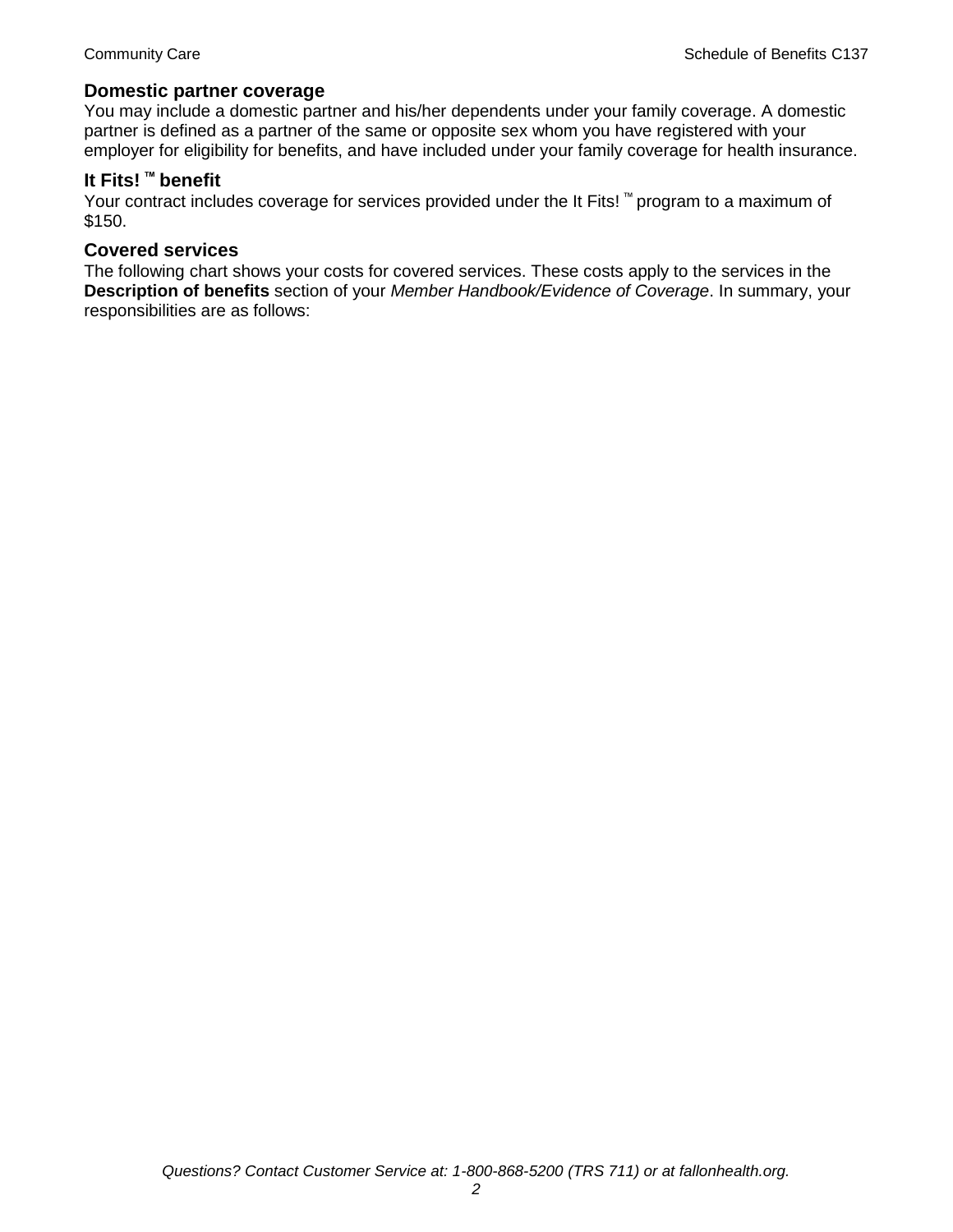### Domestic partner coverage

You may include a domestic partner and his/her dependents under your family coverage. A domestic partner is defined as a partner of the same or opposite sex whom you have registered with your employer for eligibility for benefits, and have included under your family coverage for health insurance.

### It Fits! ™ benefit

Your contract includes coverage for services provided under the It Fits! ™ program to a maximum of $150.

### Covered services

The following chart shows your costs for covered services. These costs apply to the services in the **Description of benefits** section of your *Member Handbook/Evidence of Coverage*. In summary, your responsibilities are as follows: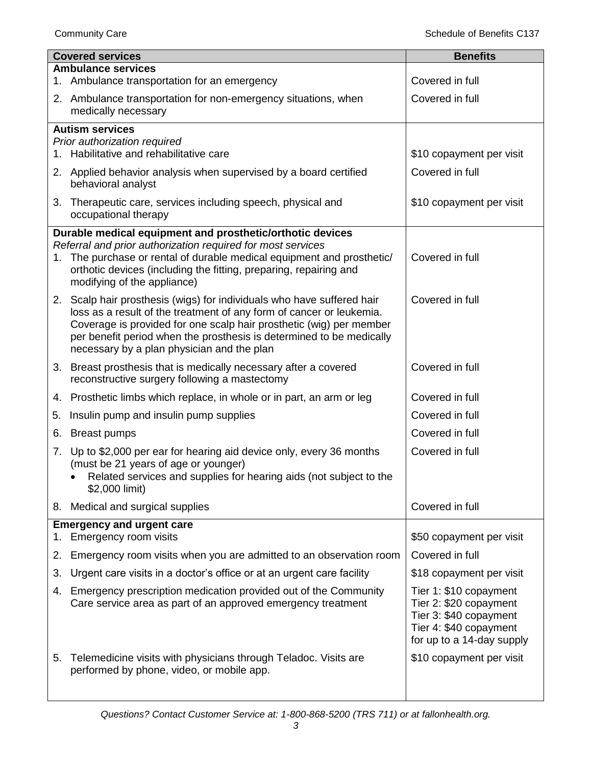| Covered services | Benefits |
| --- | --- |
| **Ambulance services** | |
| 1. Ambulance transportation for an emergency | Covered in full |
| 2. Ambulance transportation for non-emergency situations, when medically necessary | Covered in full |
| **Autism services**<br>*Prior authorization required* | |
| 1. Habilitative and rehabilitative care | $10 copayment per visit |
| 2. Applied behavior analysis when supervised by a board certified behavioral analyst | Covered in full |
| 3. Therapeutic care, services including speech, physical and occupational therapy | $10 copayment per visit |
| **Durable medical equipment and prosthetic/orthotic devices**<br>*Referral and prior authorization required for most services* | |
| 1. The purchase or rental of durable medical equipment and prosthetic/ orthotic devices (including the fitting, preparing, repairing and modifying of the appliance) | Covered in full |
| 2. Scalp hair prosthesis (wigs) for individuals who have suffered hair loss as a result of the treatment of any form of cancer or leukemia. Coverage is provided for one scalp hair prosthetic (wig) per member per benefit period when the prosthesis is determined to be medically necessary by a plan physician and the plan | Covered in full |
| 3. Breast prosthesis that is medically necessary after a covered reconstructive surgery following a mastectomy | Covered in full |
| 4. Prosthetic limbs which replace, in whole or in part, an arm or leg | Covered in full |
| 5. Insulin pump and insulin pump supplies | Covered in full |
| 6. Breast pumps | Covered in full |
| 7. Up to $2,000 per ear for hearing aid device only, every 36 months (must be 21 years of age or younger)<br>• Related services and supplies for hearing aids (not subject to the $2,000 limit) | Covered in full |
| 8. Medical and surgical supplies | Covered in full |
| **Emergency and urgent care** | |
| 1. Emergency room visits | $50 copayment per visit |
| 2. Emergency room visits when you are admitted to an observation room | Covered in full |
| 3. Urgent care visits in a doctor's office or at an urgent care facility | $18 copayment per visit |
| 4. Emergency prescription medication provided out of the Community Care service area as part of an approved emergency treatment | Tier 1: $10 copayment<br>Tier 2: $20 copayment<br>Tier 3: $40 copayment<br>Tier 4: $40 copayment<br>for up to a 14-day supply |
| 5. Telemedicine visits with physicians through Teladoc. Visits are performed by phone, video, or mobile app. | $10 copayment per visit |

*Questions? Contact Customer Service at: 1-800-868-5200 (TRS 711) or at fallonhealth.org.*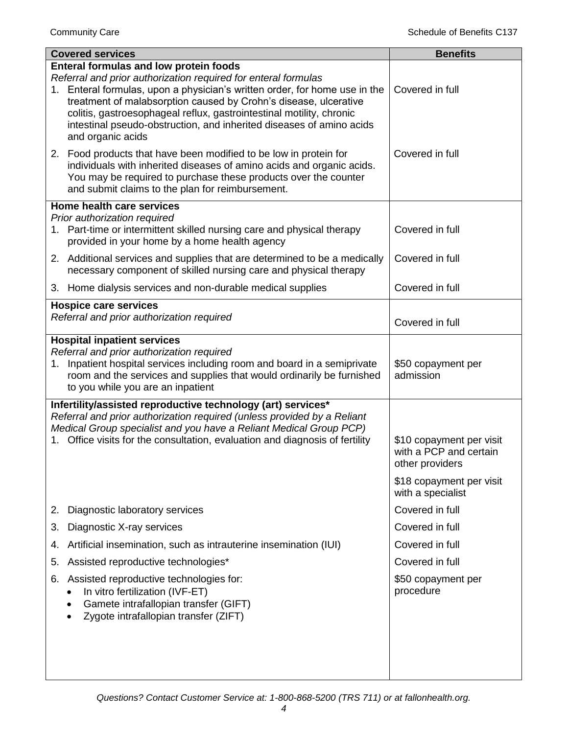| Covered services | Benefits |
|---|---|
| **Enteral formulas and low protein foods**<br>*Referral and prior authorization required for enteral formulas*<br>1. Enteral formulas, upon a physician's written order, for home use in the treatment of malabsorption caused by Crohn's disease, ulcerative colitis, gastroesophageal reflux, gastrointestinal motility, chronic intestinal pseudo-obstruction, and inherited diseases of amino acids and organic acids | Covered in full |
| 2. Food products that have been modified to be low in protein for individuals with inherited diseases of amino acids and organic acids. You may be required to purchase these products over the counter and submit claims to the plan for reimbursement. | Covered in full |
| **Home health care services**<br>*Prior authorization required*<br>1. Part-time or intermittent skilled nursing care and physical therapy provided in your home by a home health agency | Covered in full |
| 2. Additional services and supplies that are determined to be a medically necessary component of skilled nursing care and physical therapy | Covered in full |
| 3. Home dialysis services and non-durable medical supplies | Covered in full |
| **Hospice care services**<br>*Referral and prior authorization required* | Covered in full |
| **Hospital inpatient services**<br>*Referral and prior authorization required*<br>1. Inpatient hospital services including room and board in a semiprivate room and the services and supplies that would ordinarily be furnished to you while you are an inpatient | \$50 copayment per admission |
| **Infertility/assisted reproductive technology (art) services***<br>*Referral and prior authorization required (unless provided by a Reliant Medical Group specialist and you have a Reliant Medical Group PCP)*<br>1. Office visits for the consultation, evaluation and diagnosis of fertility | \$10 copayment per visit with a PCP and certain other providers<br><br>\$18 copayment per visit with a specialist |
| 2. Diagnostic laboratory services | Covered in full |
| 3. Diagnostic X-ray services | Covered in full |
| 4. Artificial insemination, such as intrauterine insemination (IUI) | Covered in full |
| 5. Assisted reproductive technologies* | Covered in full |
| 6. Assisted reproductive technologies for:<br>• In vitro fertilization (IVF-ET)<br>• Gamete intrafallopian transfer (GIFT)<br>• Zygote intrafallopian transfer (ZIFT) | \$50 copayment per procedure |

*Questions? Contact Customer Service at: 1-800-868-5200 (TRS 711) or at fallonhealth.org.*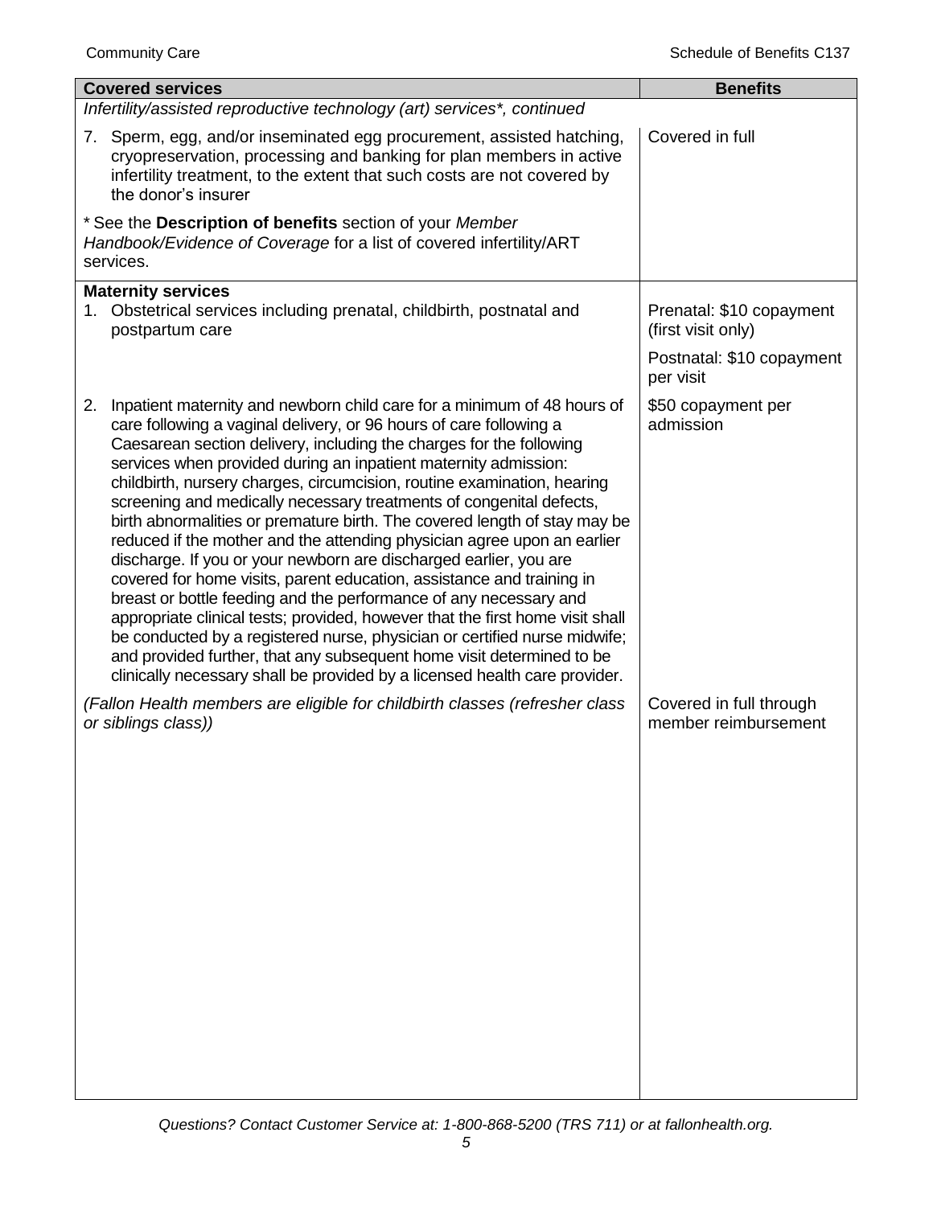| Covered services | Benefits |
|---|---|
| *Infertility/assisted reproductive technology (art) services\*, continued* | |
| 7. Sperm, egg, and/or inseminated egg procurement, assisted hatching, cryopreservation, processing and banking for plan members in active infertility treatment, to the extent that such costs are not covered by the donor's insurer | Covered in full |
| \* See the **Description of benefits** section of your *Member Handbook/Evidence of Coverage* for a list of covered infertility/ART services. | |
| **Maternity services** | |
| 1. Obstetrical services including prenatal, childbirth, postnatal and postpartum care | Prenatal: $10 copayment (first visit only)<br><br>Postnatal: $10 copayment per visit |
| 2. Inpatient maternity and newborn child care for a minimum of 48 hours of care following a vaginal delivery, or 96 hours of care following a Caesarean section delivery, including the charges for the following services when provided during an inpatient maternity admission: childbirth, nursery charges, circumcision, routine examination, hearing screening and medically necessary treatments of congenital defects, birth abnormalities or premature birth. The covered length of stay may be reduced if the mother and the attending physician agree upon an earlier discharge. If you or your newborn are discharged earlier, you are covered for home visits, parent education, assistance and training in breast or bottle feeding and the performance of any necessary and appropriate clinical tests; provided, however that the first home visit shall be conducted by a registered nurse, physician or certified nurse midwife; and provided further, that any subsequent home visit determined to be clinically necessary shall be provided by a licensed health care provider. | $50 copayment per admission |
| *(Fallon Health members are eligible for childbirth classes (refresher class or siblings class))* | Covered in full through member reimbursement |

*Questions? Contact Customer Service at: 1-800-868-5200 (TRS 711) or at fallonhealth.org.*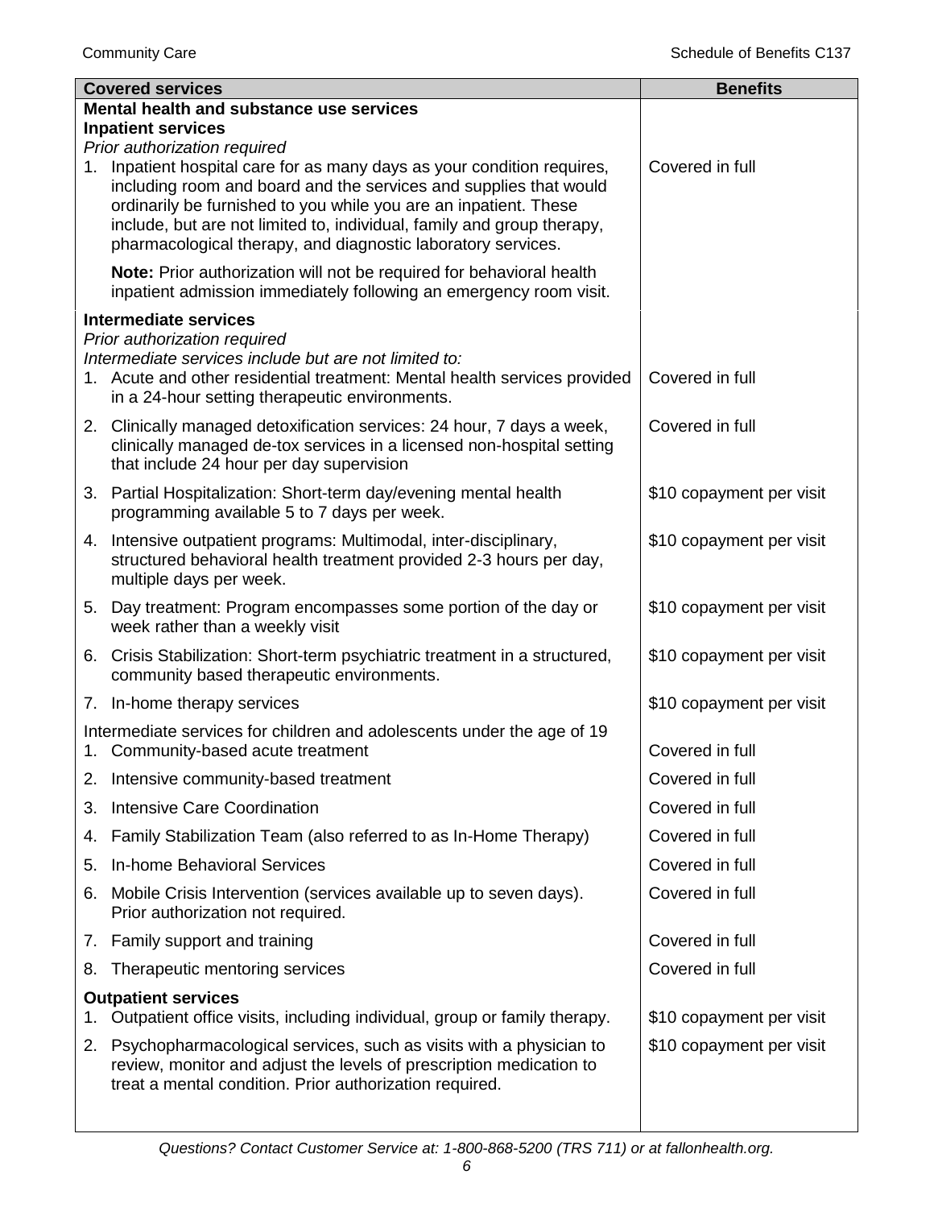| Covered services | Benefits |
|---|---|
| **Mental health and substance use services** | |
| **Inpatient services** | |
| *Prior authorization required* | |
| 1. Inpatient hospital care for as many days as your condition requires, including room and board and the services and supplies that would ordinarily be furnished to you while you are an inpatient. These include, but are not limited to, individual, family and group therapy, pharmacological therapy, and diagnostic laboratory services. | Covered in full |
| **Note:** Prior authorization will not be required for behavioral health inpatient admission immediately following an emergency room visit. | |
| **Intermediate services** | |
| *Prior authorization required* | |
| *Intermediate services include but are not limited to:* | |
| 1. Acute and other residential treatment: Mental health services provided in a 24-hour setting therapeutic environments. | Covered in full |
| 2. Clinically managed detoxification services: 24 hour, 7 days a week, clinically managed de-tox services in a licensed non-hospital setting that include 24 hour per day supervision | Covered in full |
| 3. Partial Hospitalization: Short-term day/evening mental health programming available 5 to 7 days per week. | $10 copayment per visit |
| 4. Intensive outpatient programs: Multimodal, inter-disciplinary, structured behavioral health treatment provided 2-3 hours per day, multiple days per week. | $10 copayment per visit |
| 5. Day treatment: Program encompasses some portion of the day or week rather than a weekly visit | $10 copayment per visit |
| 6. Crisis Stabilization: Short-term psychiatric treatment in a structured, community based therapeutic environments. | $10 copayment per visit |
| 7. In-home therapy services | $10 copayment per visit |
| Intermediate services for children and adolescents under the age of 19 | |
| 1. Community-based acute treatment | Covered in full |
| 2. Intensive community-based treatment | Covered in full |
| 3. Intensive Care Coordination | Covered in full |
| 4. Family Stabilization Team (also referred to as In-Home Therapy) | Covered in full |
| 5. In-home Behavioral Services | Covered in full |
| 6. Mobile Crisis Intervention (services available up to seven days). Prior authorization not required. | Covered in full |
| 7. Family support and training | Covered in full |
| 8. Therapeutic mentoring services | Covered in full |
| **Outpatient services** | |
| 1. Outpatient office visits, including individual, group or family therapy. | $10 copayment per visit |
| 2. Psychopharmacological services, such as visits with a physician to review, monitor and adjust the levels of prescription medication to treat a mental condition. Prior authorization required. | $10 copayment per visit |

*Questions? Contact Customer Service at: 1-800-868-5200 (TRS 711) or at fallonhealth.org.*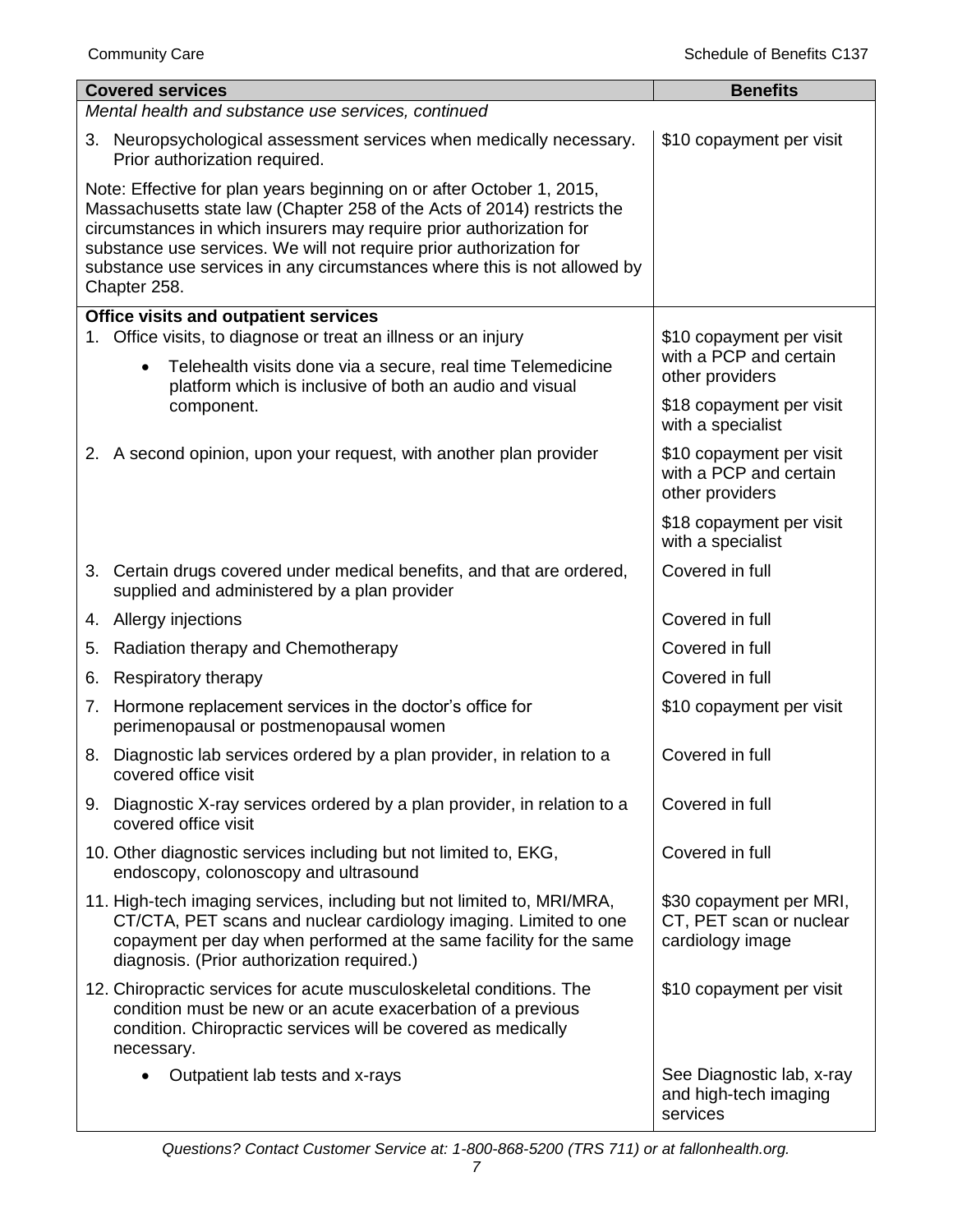| Covered services | Benefits |
| --- | --- |
| *Mental health and substance use services, continued* | |
| 3. Neuropsychological assessment services when medically necessary. Prior authorization required. | $10 copayment per visit |
| Note: Effective for plan years beginning on or after October 1, 2015, Massachusetts state law (Chapter 258 of the Acts of 2014) restricts the circumstances in which insurers may require prior authorization for substance use services. We will not require prior authorization for substance use services in any circumstances where this is not allowed by Chapter 258. | |
| **Office visits and outpatient services** | |
| 1. Office visits, to diagnose or treat an illness or an injury<br>• Telehealth visits done via a secure, real time Telemedicine platform which is inclusive of both an audio and visual component. | $10 copayment per visit with a PCP and certain other providers<br>$18 copayment per visit with a specialist |
| 2. A second opinion, upon your request, with another plan provider | $10 copayment per visit with a PCP and certain other providers<br>$18 copayment per visit with a specialist |
| 3. Certain drugs covered under medical benefits, and that are ordered, supplied and administered by a plan provider | Covered in full |
| 4. Allergy injections | Covered in full |
| 5. Radiation therapy and Chemotherapy | Covered in full |
| 6. Respiratory therapy | Covered in full |
| 7. Hormone replacement services in the doctor's office for perimenopausal or postmenopausal women | $10 copayment per visit |
| 8. Diagnostic lab services ordered by a plan provider, in relation to a covered office visit | Covered in full |
| 9. Diagnostic X-ray services ordered by a plan provider, in relation to a covered office visit | Covered in full |
| 10. Other diagnostic services including but not limited to, EKG, endoscopy, colonoscopy and ultrasound | Covered in full |
| 11. High-tech imaging services, including but not limited to, MRI/MRA, CT/CTA, PET scans and nuclear cardiology imaging. Limited to one copayment per day when performed at the same facility for the same diagnosis. (Prior authorization required.) | $30 copayment per MRI, CT, PET scan or nuclear cardiology image |
| 12. Chiropractic services for acute musculoskeletal conditions. The condition must be new or an acute exacerbation of a previous condition. Chiropractic services will be covered as medically necessary. | $10 copayment per visit |
| • Outpatient lab tests and x-rays | See Diagnostic lab, x-ray and high-tech imaging services |

*Questions? Contact Customer Service at: 1-800-868-5200 (TRS 711) or at fallonhealth.org.*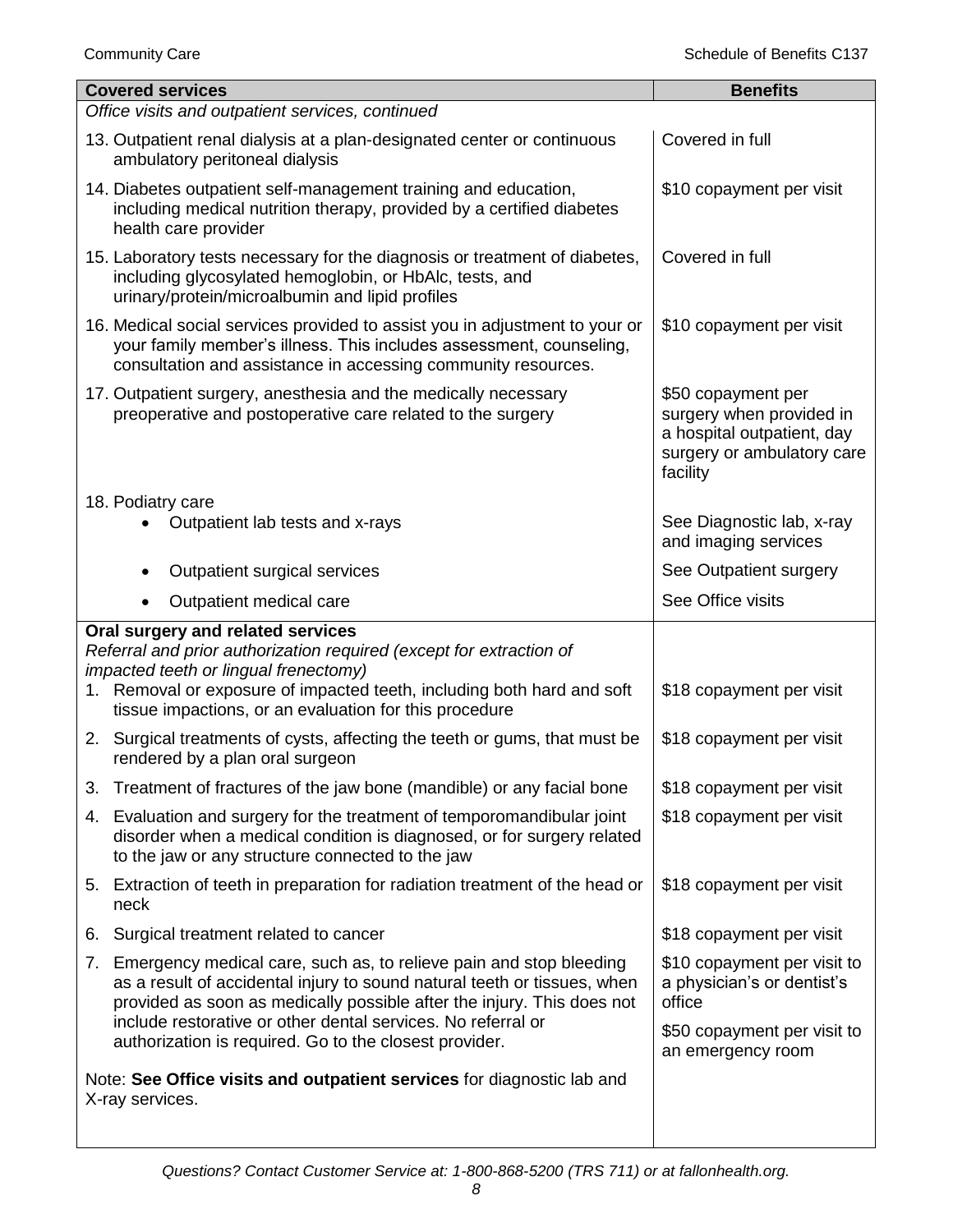| Covered services | Benefits |
|---|---|
| *Office visits and outpatient services, continued* | |
| 13. Outpatient renal dialysis at a plan-designated center or continuous ambulatory peritoneal dialysis | Covered in full |
| 14. Diabetes outpatient self-management training and education, including medical nutrition therapy, provided by a certified diabetes health care provider | $10 copayment per visit |
| 15. Laboratory tests necessary for the diagnosis or treatment of diabetes, including glycosylated hemoglobin, or HbAlc, tests, and urinary/protein/microalbumin and lipid profiles | Covered in full |
| 16. Medical social services provided to assist you in adjustment to your or your family member's illness. This includes assessment, counseling, consultation and assistance in accessing community resources. | $10 copayment per visit |
| 17. Outpatient surgery, anesthesia and the medically necessary preoperative and postoperative care related to the surgery | $50 copayment per surgery when provided in a hospital outpatient, day surgery or ambulatory care facility |
| 18. Podiatry care | |
| • Outpatient lab tests and x-rays | See Diagnostic lab, x-ray and imaging services |
| • Outpatient surgical services | See Outpatient surgery |
| • Outpatient medical care | See Office visits |
| **Oral surgery and related services** *Referral and prior authorization required (except for extraction of impacted teeth or lingual frenectomy)* | |
| 1. Removal or exposure of impacted teeth, including both hard and soft tissue impactions, or an evaluation for this procedure | $18 copayment per visit |
| 2. Surgical treatments of cysts, affecting the teeth or gums, that must be rendered by a plan oral surgeon | $18 copayment per visit |
| 3. Treatment of fractures of the jaw bone (mandible) or any facial bone | $18 copayment per visit |
| 4. Evaluation and surgery for the treatment of temporomandibular joint disorder when a medical condition is diagnosed, or for surgery related to the jaw or any structure connected to the jaw | $18 copayment per visit |
| 5. Extraction of teeth in preparation for radiation treatment of the head or neck | $18 copayment per visit |
| 6. Surgical treatment related to cancer | $18 copayment per visit |
| 7. Emergency medical care, such as, to relieve pain and stop bleeding as a result of accidental injury to sound natural teeth or tissues, when provided as soon as medically possible after the injury. This does not include restorative or other dental services. No referral or authorization is required. Go to the closest provider. | $10 copayment per visit to a physician's or dentist's office<br>$50 copayment per visit to an emergency room |
| Note: **See Office visits and outpatient services** for diagnostic lab and X-ray services. | |

*Questions? Contact Customer Service at: 1-800-868-5200 (TRS 711) or at fallonhealth.org.*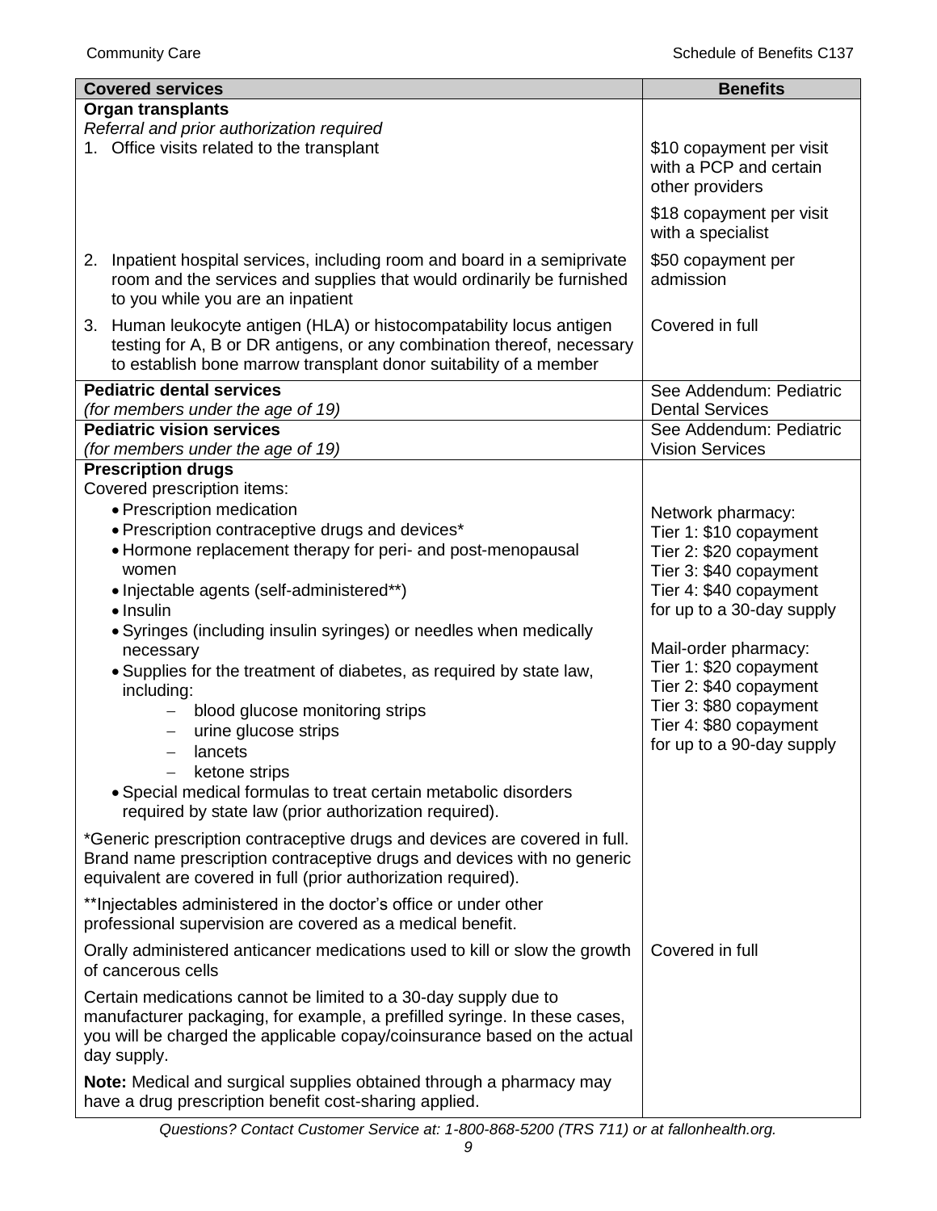| Covered services | Benefits |
|---|---|
| **Organ transplants**<br>*Referral and prior authorization required*<br>1. Office visits related to the transplant | \$10 copayment per visit with a PCP and certain other providers<br><br>\$18 copayment per visit with a specialist |
| 2. Inpatient hospital services, including room and board in a semiprivate room and the services and supplies that would ordinarily be furnished to you while you are an inpatient | \$50 copayment per admission |
| 3. Human leukocyte antigen (HLA) or histocompatability locus antigen testing for A, B or DR antigens, or any combination thereof, necessary to establish bone marrow transplant donor suitability of a member | Covered in full |
| **Pediatric dental services**<br>*(for members under the age of 19)* | See Addendum: Pediatric Dental Services |
| **Pediatric vision services**<br>*(for members under the age of 19)* | See Addendum: Pediatric Vision Services |
| **Prescription drugs**<br>Covered prescription items:<br>• Prescription medication<br>• Prescription contraceptive drugs and devices*<br>• Hormone replacement therapy for peri- and post-menopausal women<br>• Injectable agents (self-administered**)<br>• Insulin<br>• Syringes (including insulin syringes) or needles when medically necessary<br>• Supplies for the treatment of diabetes, as required by state law, including:<br>&nbsp;&nbsp;– blood glucose monitoring strips<br>&nbsp;&nbsp;– urine glucose strips<br>&nbsp;&nbsp;– lancets<br>&nbsp;&nbsp;– ketone strips<br>• Special medical formulas to treat certain metabolic disorders required by state law (prior authorization required).<br><br>*Generic prescription contraceptive drugs and devices are covered in full. Brand name prescription contraceptive drugs and devices with no generic equivalent are covered in full (prior authorization required).<br><br>**Injectables administered in the doctor's office or under other professional supervision are covered as a medical benefit. | Network pharmacy:<br>Tier 1: \$10 copayment<br>Tier 2: \$20 copayment<br>Tier 3: \$40 copayment<br>Tier 4: \$40 copayment<br>for up to a 30-day supply<br><br>Mail-order pharmacy:<br>Tier 1: \$20 copayment<br>Tier 2: \$40 copayment<br>Tier 3: \$80 copayment<br>Tier 4: \$80 copayment<br>for up to a 90-day supply |
| Orally administered anticancer medications used to kill or slow the growth of cancerous cells<br><br>Certain medications cannot be limited to a 30-day supply due to manufacturer packaging, for example, a prefilled syringe. In these cases, you will be charged the applicable copay/coinsurance based on the actual day supply.<br><br>**Note:** Medical and surgical supplies obtained through a pharmacy may have a drug prescription benefit cost-sharing applied. | Covered in full |

*Questions? Contact Customer Service at: 1-800-868-5200 (TRS 711) or at fallonhealth.org.*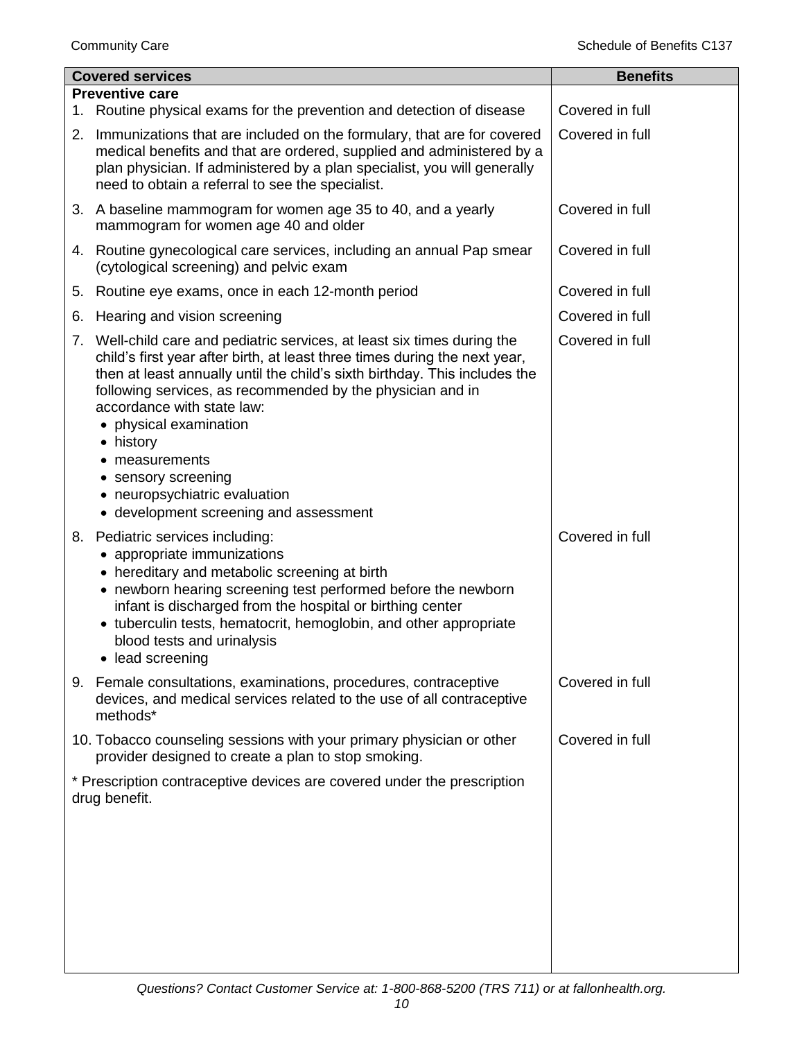| Covered services | Benefits |
|---|---|
| **Preventive care** | |
| 1. Routine physical exams for the prevention and detection of disease | Covered in full |
| 2. Immunizations that are included on the formulary, that are for covered medical benefits and that are ordered, supplied and administered by a plan physician. If administered by a plan specialist, you will generally need to obtain a referral to see the specialist. | Covered in full |
| 3. A baseline mammogram for women age 35 to 40, and a yearly mammogram for women age 40 and older | Covered in full |
| 4. Routine gynecological care services, including an annual Pap smear (cytological screening) and pelvic exam | Covered in full |
| 5. Routine eye exams, once in each 12-month period | Covered in full |
| 6. Hearing and vision screening | Covered in full |
| 7. Well-child care and pediatric services, at least six times during the child's first year after birth, at least three times during the next year, then at least annually until the child's sixth birthday. This includes the following services, as recommended by the physician and in accordance with state law: <br>• physical examination <br>• history <br>• measurements <br>• sensory screening <br>• neuropsychiatric evaluation <br>• development screening and assessment | Covered in full |
| 8. Pediatric services including: <br>• appropriate immunizations <br>• hereditary and metabolic screening at birth <br>• newborn hearing screening test performed before the newborn infant is discharged from the hospital or birthing center <br>• tuberculin tests, hematocrit, hemoglobin, and other appropriate blood tests and urinalysis <br>• lead screening | Covered in full |
| 9. Female consultations, examinations, procedures, contraceptive devices, and medical services related to the use of all contraceptive methods* | Covered in full |
| 10. Tobacco counseling sessions with your primary physician or other provider designed to create a plan to stop smoking. | Covered in full |
| * Prescription contraceptive devices are covered under the prescription drug benefit. | |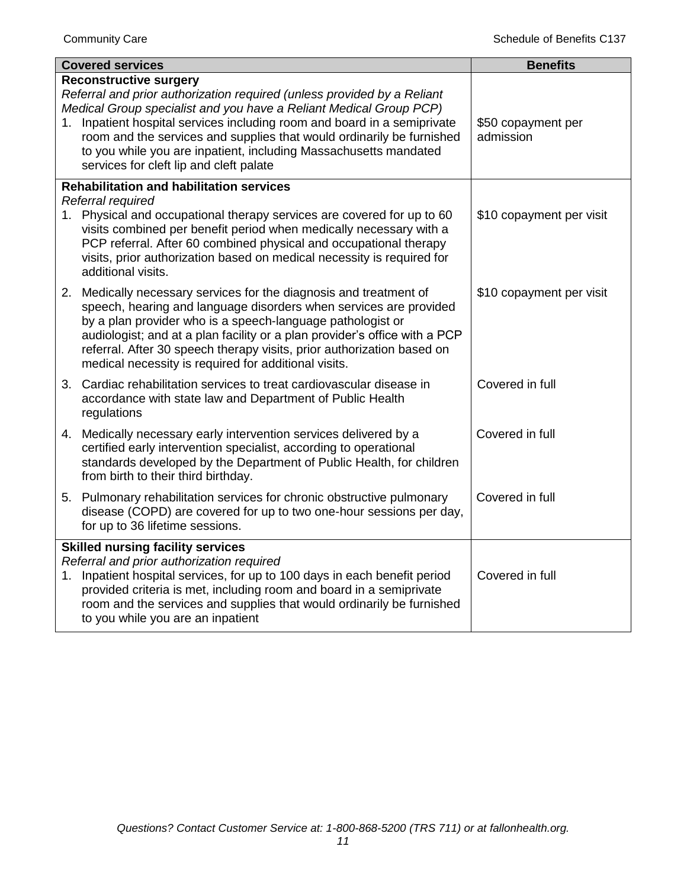| Covered services | Benefits |
|---|---|
| **Reconstructive surgery**<br>*Referral and prior authorization required (unless provided by a Reliant Medical Group specialist and you have a Reliant Medical Group PCP)*<br>1. Inpatient hospital services including room and board in a semiprivate room and the services and supplies that would ordinarily be furnished to you while you are inpatient, including Massachusetts mandated services for cleft lip and cleft palate | \$50 copayment per admission |
| **Rehabilitation and habilitation services**<br>*Referral required*<br>1. Physical and occupational therapy services are covered for up to 60 visits combined per benefit period when medically necessary with a PCP referral. After 60 combined physical and occupational therapy visits, prior authorization based on medical necessity is required for additional visits. | \$10 copayment per visit |
| 2. Medically necessary services for the diagnosis and treatment of speech, hearing and language disorders when services are provided by a plan provider who is a speech-language pathologist or audiologist; and at a plan facility or a plan provider's office with a PCP referral. After 30 speech therapy visits, prior authorization based on medical necessity is required for additional visits. | \$10 copayment per visit |
| 3. Cardiac rehabilitation services to treat cardiovascular disease in accordance with state law and Department of Public Health regulations | Covered in full |
| 4. Medically necessary early intervention services delivered by a certified early intervention specialist, according to operational standards developed by the Department of Public Health, for children from birth to their third birthday. | Covered in full |
| 5. Pulmonary rehabilitation services for chronic obstructive pulmonary disease (COPD) are covered for up to two one-hour sessions per day, for up to 36 lifetime sessions. | Covered in full |
| **Skilled nursing facility services**<br>*Referral and prior authorization required*<br>1. Inpatient hospital services, for up to 100 days in each benefit period provided criteria is met, including room and board in a semiprivate room and the services and supplies that would ordinarily be furnished to you while you are an inpatient | Covered in full |

*Questions? Contact Customer Service at: 1-800-868-5200 (TRS 711) or at fallonhealth.org.*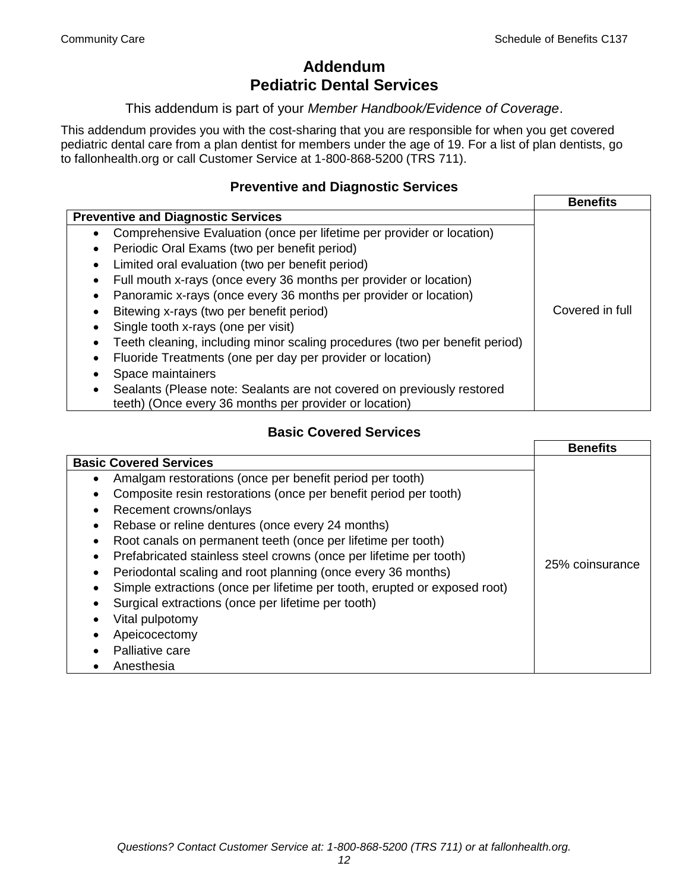# Addendum
# Pediatric Dental Services

This addendum is part of your *Member Handbook/Evidence of Coverage*.

This addendum provides you with the cost-sharing that you are responsible for when you get covered pediatric dental care from a plan dentist for members under the age of 19. For a list of plan dentists, go to fallonhealth.org or call Customer Service at 1-800-868-5200 (TRS 711).

## Preventive and Diagnostic Services

| Preventive and Diagnostic Services | Benefits |
|---|---|
| • Comprehensive Evaluation (once per lifetime per provider or location)<br>• Periodic Oral Exams (two per benefit period)<br>• Limited oral evaluation (two per benefit period)<br>• Full mouth x-rays (once every 36 months per provider or location)<br>• Panoramic x-rays (once every 36 months per provider or location)<br>• Bitewing x-rays (two per benefit period)<br>• Single tooth x-rays (one per visit)<br>• Teeth cleaning, including minor scaling procedures (two per benefit period)<br>• Fluoride Treatments (one per day per provider or location)<br>• Space maintainers<br>• Sealants (Please note: Sealants are not covered on previously restored teeth) (Once every 36 months per provider or location) | Covered in full |

## Basic Covered Services

| Basic Covered Services | Benefits |
|---|---|
| • Amalgam restorations (once per benefit period per tooth)<br>• Composite resin restorations (once per benefit period per tooth)<br>• Recement crowns/onlays<br>• Rebase or reline dentures (once every 24 months)<br>• Root canals on permanent teeth (once per lifetime per tooth)<br>• Prefabricated stainless steel crowns (once per lifetime per tooth)<br>• Periodontal scaling and root planning (once every 36 months)<br>• Simple extractions (once per lifetime per tooth, erupted or exposed root)<br>• Surgical extractions (once per lifetime per tooth)<br>• Vital pulpotomy<br>• Apeicocectomy<br>• Palliative care<br>• Anesthesia | 25% coinsurance |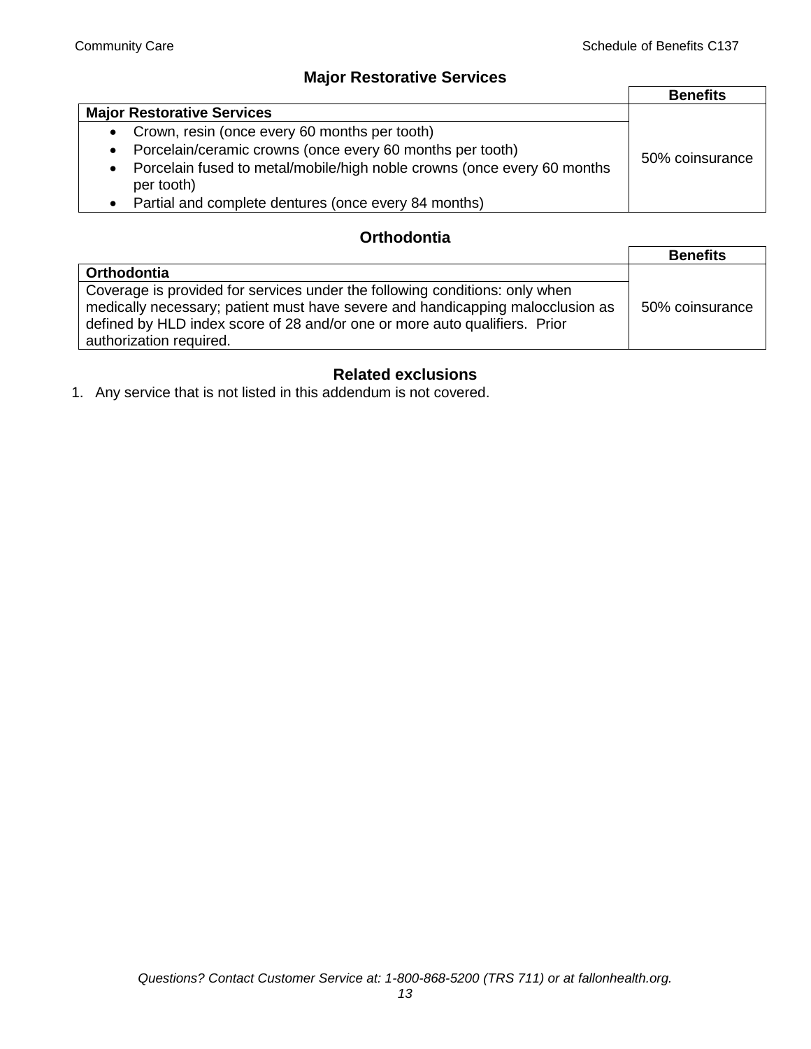## Major Restorative Services

| | Benefits |
|---|---|
| **Major Restorative Services** | 50% coinsurance |
| • Crown, resin (once every 60 months per tooth)<br>• Porcelain/ceramic crowns (once every 60 months per tooth)<br>• Porcelain fused to metal/mobile/high noble crowns (once every 60 months per tooth)<br>• Partial and complete dentures (once every 84 months) | |

## Orthodontia

| | Benefits |
|---|---|
| **Orthodontia** | 50% coinsurance |
| Coverage is provided for services under the following conditions: only when medically necessary; patient must have severe and handicapping malocclusion as defined by HLD index score of 28 and/or one or more auto qualifiers. Prior authorization required. | |

## Related exclusions

1. Any service that is not listed in this addendum is not covered.

*Questions? Contact Customer Service at: 1-800-868-5200 (TRS 711) or at fallonhealth.org.*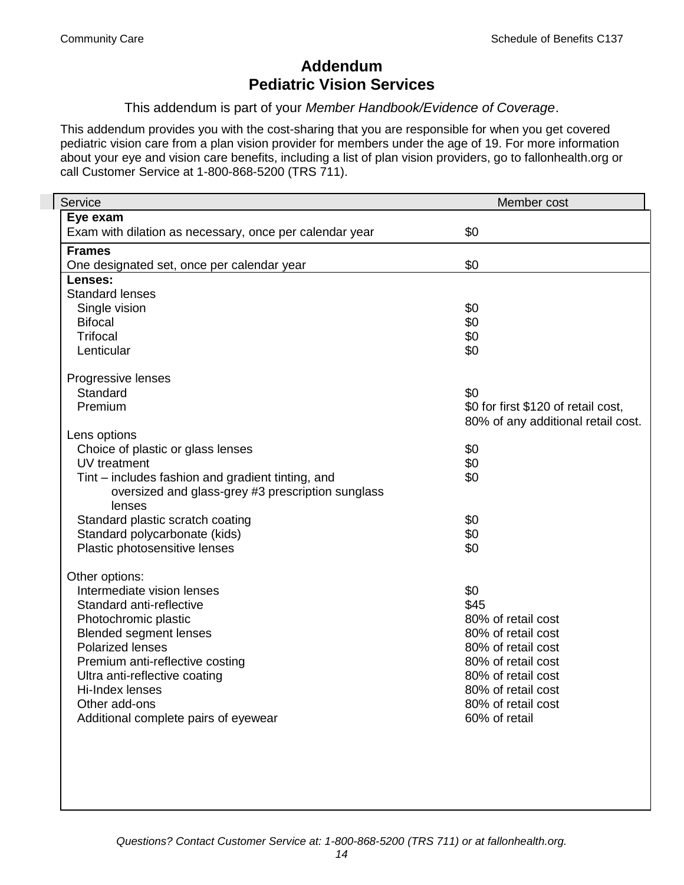# Addendum
# Pediatric Vision Services

This addendum is part of your *Member Handbook/Evidence of Coverage*.

This addendum provides you with the cost-sharing that you are responsible for when you get covered pediatric vision care from a plan vision provider for members under the age of 19. For more information about your eye and vision care benefits, including a list of plan vision providers, go to fallonhealth.org or call Customer Service at 1-800-868-5200 (TRS 711).

| Service | Member cost |
|---|---|
| **Eye exam** | |
| Exam with dilation as necessary, once per calendar year | $0 |
| **Frames** | |
| One designated set, once per calendar year | $0 |
| **Lenses:** | |
| Standard lenses | |
| Single vision | $0 |
| Bifocal | $0 |
| Trifocal | $0 |
| Lenticular | $0 |
| Progressive lenses | |
| Standard | $0 |
| Premium | $0 for first $120 of retail cost, 80% of any additional retail cost. |
| Lens options | |
| Choice of plastic or glass lenses | $0 |
| UV treatment | $0 |
| Tint – includes fashion and gradient tinting, and oversized and glass-grey #3 prescription sunglass lenses | $0 |
| Standard plastic scratch coating | $0 |
| Standard polycarbonate (kids) | $0 |
| Plastic photosensitive lenses | $0 |
| Other options: | |
| Intermediate vision lenses | $0 |
| Standard anti-reflective | $45 |
| Photochromic plastic | 80% of retail cost |
| Blended segment lenses | 80% of retail cost |
| Polarized lenses | 80% of retail cost |
| Premium anti-reflective costing | 80% of retail cost |
| Ultra anti-reflective coating | 80% of retail cost |
| Hi-Index lenses | 80% of retail cost |
| Other add-ons | 80% of retail cost |
| Additional complete pairs of eyewear | 60% of retail |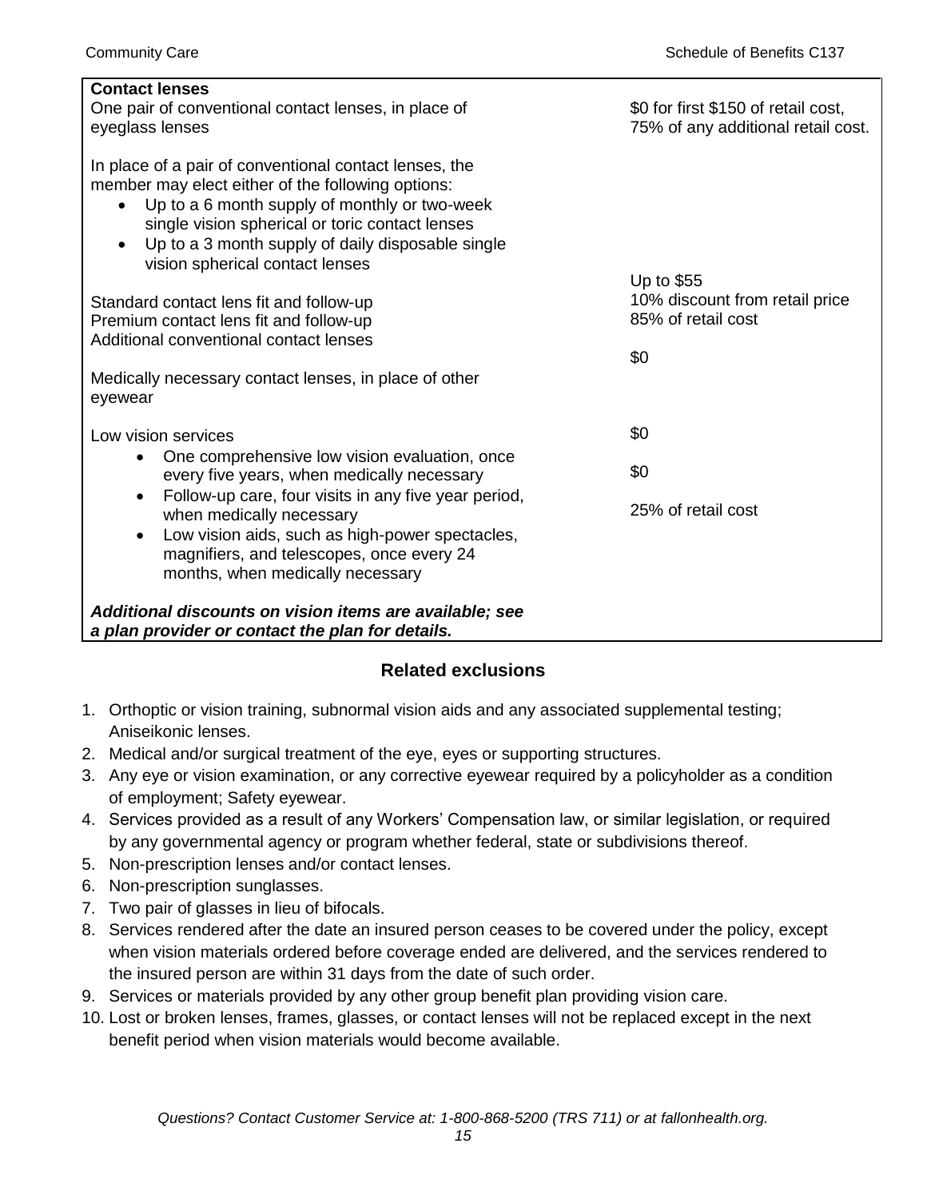| Contact lenses | |
|---|---|
| One pair of conventional contact lenses, in place of eyeglass lenses | $0 for first $150 of retail cost, 75% of any additional retail cost. |
| In place of a pair of conventional contact lenses, the member may elect either of the following options:<br>• Up to a 6 month supply of monthly or two-week single vision spherical or toric contact lenses<br>• Up to a 3 month supply of daily disposable single vision spherical contact lenses | |
| Standard contact lens fit and follow-up | Up to $55 |
| Premium contact lens fit and follow-up | 10% discount from retail price |
| Additional conventional contact lenses | 85% of retail cost |
| Medically necessary contact lenses, in place of other eyewear | $0 |
| Low vision services | |
| • One comprehensive low vision evaluation, once every five years, when medically necessary | $0 |
| • Follow-up care, four visits in any five year period, when medically necessary | $0 |
| • Low vision aids, such as high-power spectacles, magnifiers, and telescopes, once every 24 months, when medically necessary | 25% of retail cost |
| ***Additional discounts on vision items are available; see a plan provider or contact the plan for details.*** | |

## Related exclusions

1. Orthoptic or vision training, subnormal vision aids and any associated supplemental testing; Aniseikonic lenses.
2. Medical and/or surgical treatment of the eye, eyes or supporting structures.
3. Any eye or vision examination, or any corrective eyewear required by a policyholder as a condition of employment; Safety eyewear.
4. Services provided as a result of any Workers' Compensation law, or similar legislation, or required by any governmental agency or program whether federal, state or subdivisions thereof.
5. Non-prescription lenses and/or contact lenses.
6. Non-prescription sunglasses.
7. Two pair of glasses in lieu of bifocals.
8. Services rendered after the date an insured person ceases to be covered under the policy, except when vision materials ordered before coverage ended are delivered, and the services rendered to the insured person are within 31 days from the date of such order.
9. Services or materials provided by any other group benefit plan providing vision care.
10. Lost or broken lenses, frames, glasses, or contact lenses will not be replaced except in the next benefit period when vision materials would become available.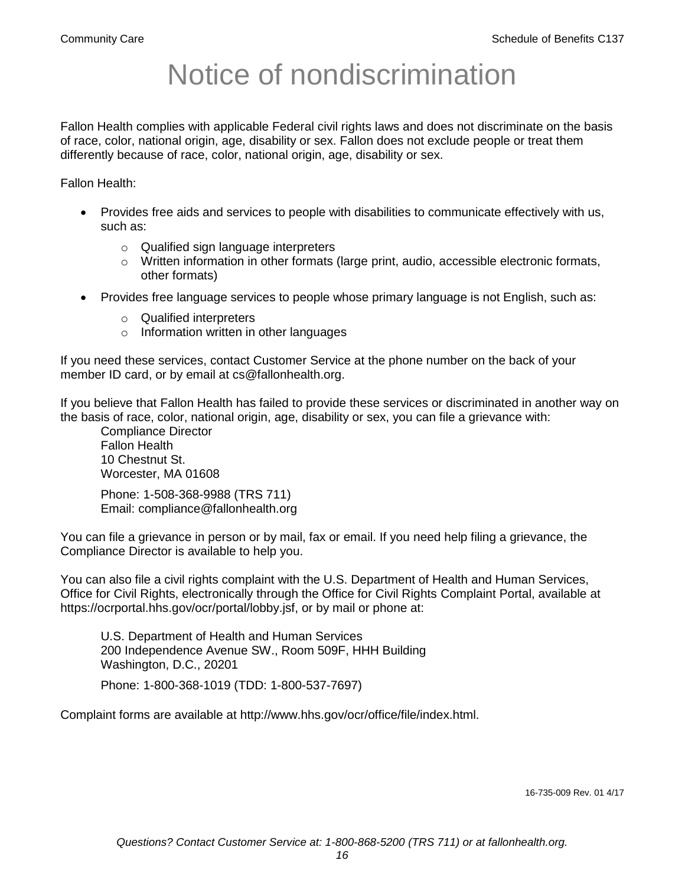# Notice of nondiscrimination

Fallon Health complies with applicable Federal civil rights laws and does not discriminate on the basis of race, color, national origin, age, disability or sex. Fallon does not exclude people or treat them differently because of race, color, national origin, age, disability or sex.

Fallon Health:

- Provides free aids and services to people with disabilities to communicate effectively with us, such as:
  - Qualified sign language interpreters
  - Written information in other formats (large print, audio, accessible electronic formats, other formats)
- Provides free language services to people whose primary language is not English, such as:
  - Qualified interpreters
  - Information written in other languages

If you need these services, contact Customer Service at the phone number on the back of your member ID card, or by email at cs@fallonhealth.org.

If you believe that Fallon Health has failed to provide these services or discriminated in another way on the basis of race, color, national origin, age, disability or sex, you can file a grievance with:

Compliance Director
Fallon Health
10 Chestnut St.
Worcester, MA 01608

Phone: 1-508-368-9988 (TRS 711)
Email: compliance@fallonhealth.org

You can file a grievance in person or by mail, fax or email. If you need help filing a grievance, the Compliance Director is available to help you.

You can also file a civil rights complaint with the U.S. Department of Health and Human Services, Office for Civil Rights, electronically through the Office for Civil Rights Complaint Portal, available at https://ocrportal.hhs.gov/ocr/portal/lobby.jsf, or by mail or phone at:

U.S. Department of Health and Human Services
200 Independence Avenue SW., Room 509F, HHH Building
Washington, D.C., 20201

Phone: 1-800-368-1019 (TDD: 1-800-537-7697)

Complaint forms are available at http://www.hhs.gov/ocr/office/file/index.html.

16-735-009 Rev. 01 4/17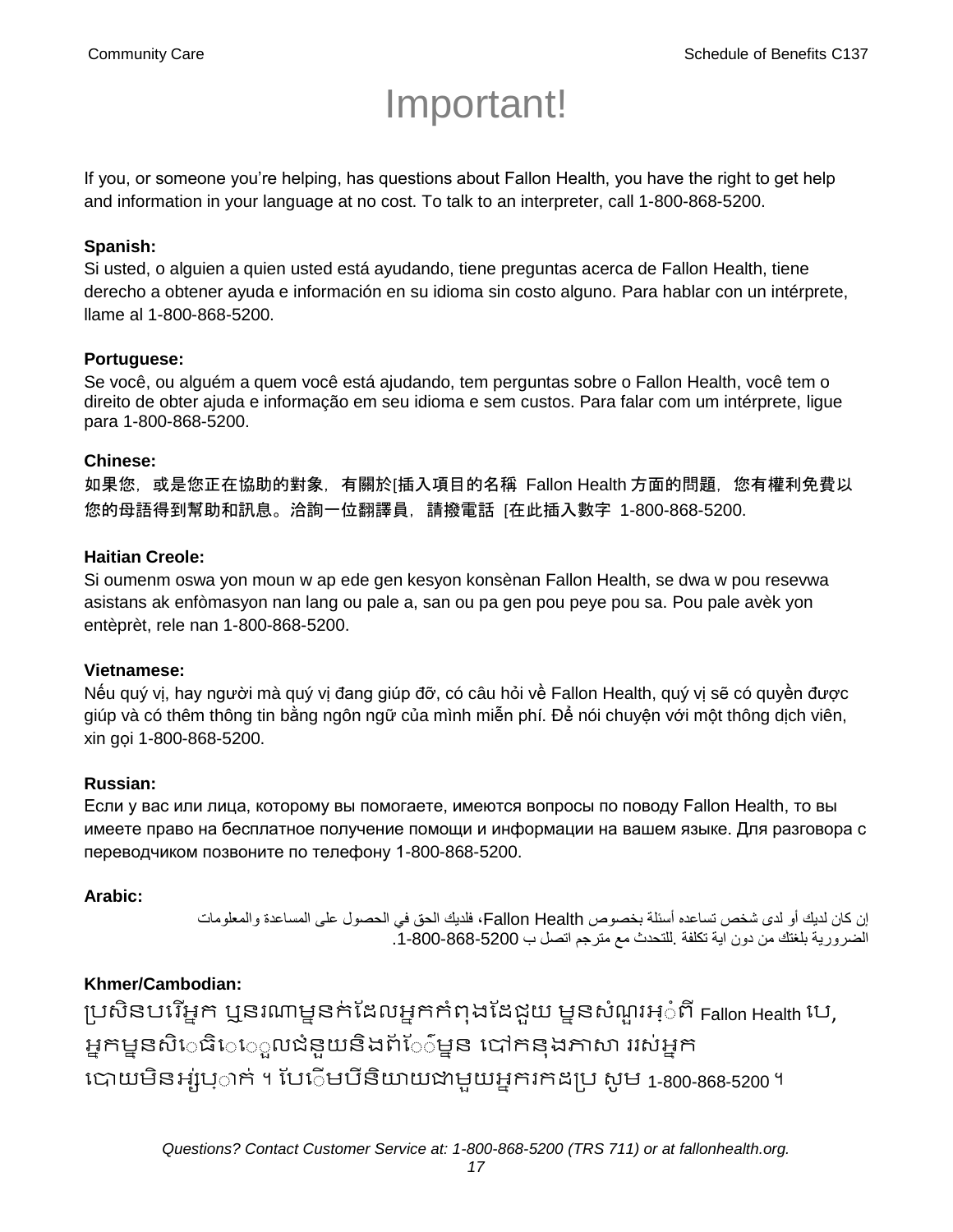# Important!

If you, or someone you're helping, has questions about Fallon Health, you have the right to get help and information in your language at no cost. To talk to an interpreter, call 1-800-868-5200.

**Spanish:**
Si usted, o alguien a quien usted está ayudando, tiene preguntas acerca de Fallon Health, tiene derecho a obtener ayuda e información en su idioma sin costo alguno. Para hablar con un intérprete, llame al 1-800-868-5200.

**Portuguese:**
Se você, ou alguém a quem você está ajudando, tem perguntas sobre o Fallon Health, você tem o direito de obter ajuda e informação em seu idioma e sem custos. Para falar com um intérprete, ligue para 1-800-868-5200.

**Chinese:**
如果您，或是您正在協助的對象，有關於[插入項目的名稱 Fallon Health 方面的問題，您有權利免費以您的母語得到幫助和訊息。洽詢一位翻譯員，請撥電話 [在此插入數字 1-800-868-5200.

**Haitian Creole:**
Si oumenm oswa yon moun w ap ede gen kesyon konsènan Fallon Health, se dwa w pou resevwa asistans ak enfòmasyon nan lang ou pale a, san ou pa gen pou peye pou sa. Pou pale avèk yon entèprèt, rele nan 1-800-868-5200.

**Vietnamese:**
Nếu quý vị, hay người mà quý vị đang giúp đỡ, có câu hỏi về Fallon Health, quý vị sẽ có quyền được giúp và có thêm thông tin bằng ngôn ngữ của mình miễn phí. Để nói chuyện với một thông dịch viên, xin gọi 1-800-868-5200.

**Russian:**
Если у вас или лица, которому вы помогаете, имеются вопросы по поводу Fallon Health, то вы имеете право на бесплатное получение помощи и информации на вашем языке. Для разговора с переводчиком позвоните по телефону 1-800-868-5200.

**Arabic:**
إن كان لديك أو لدى شخص تساعده أسئلة بخصوص Fallon Health، فلديك الحق في الحصول على المساعدة والمعلومات الضرورية بلغتك من دون اية تكلفة .للتحدث مع مترجم اتصل ب 1-800-868-5200.

**Khmer/Cambodian:**
ប្រសិនបរើអ្នក ឬនរណាម្នក់ដែលអ្នកកំពុងដែជួយ ម្នសំណួរអ្ំពី Fallon Health បេ, អ្នកម្នសិេធិេ្ទួលជំនួយនិងព័ែ៌ម្នន បៅកនុងភាសា ររស់អ្នក បោយមិនអ្ស់បុ្ាក់ ។ បែើមបីនិយាយជាមួយអ្នករកដប្រ សូម 1-800-868-5200 ។

*Questions? Contact Customer Service at: 1-800-868-5200 (TRS 711) or at fallonhealth.org.*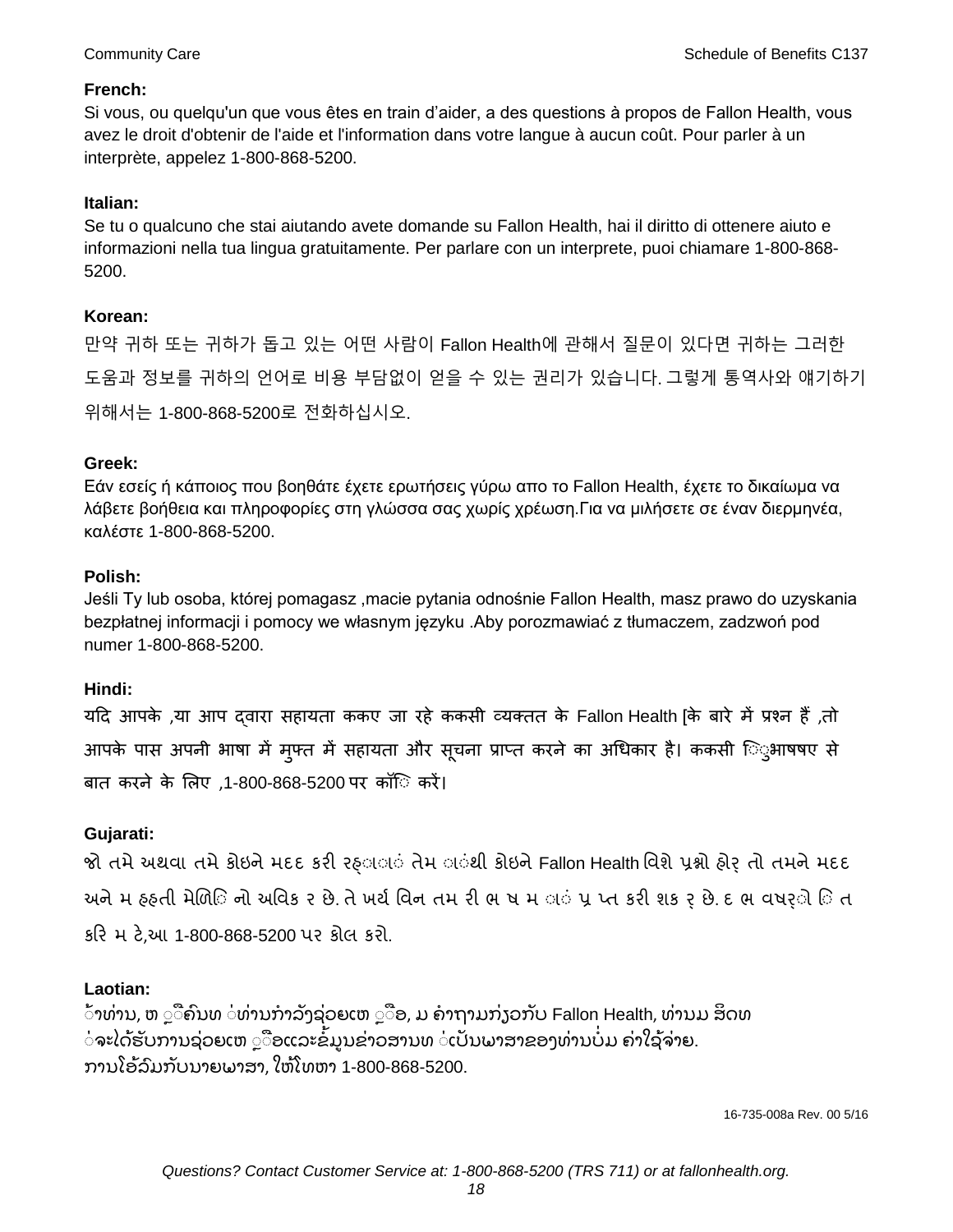**French:**
Si vous, ou quelqu'un que vous êtes en train d'aider, a des questions à propos de Fallon Health, vous avez le droit d'obtenir de l'aide et l'information dans votre langue à aucun coût. Pour parler à un interprète, appelez 1-800-868-5200.

**Italian:**
Se tu o qualcuno che stai aiutando avete domande su Fallon Health, hai il diritto di ottenere aiuto e informazioni nella tua lingua gratuitamente. Per parlare con un interprete, puoi chiamare 1-800-868-5200.

**Korean:**
만약 귀하 또는 귀하가 돕고 있는 어떤 사람이 Fallon Health에 관해서 질문이 있다면 귀하는 그러한 도움과 정보를 귀하의 언어로 비용 부담없이 얻을 수 있는 권리가 있습니다. 그렇게 통역사와 얘기하기 위해서는 1-800-868-5200로 전화하십시오.

**Greek:**
Εάν εσείς ή κάποιος που βοηθάτε έχετε ερωτήσεις γύρω απο το Fallon Health, έχετε το δικαίωμα να λάβετε βοήθεια και πληροφορίες στη γλώσσα σας χωρίς χρέωση.Για να μιλήσετε σε έναν διερμηνέα, καλέστε 1-800-868-5200.

**Polish:**
Jeśli Ty lub osoba, której pomagasz ,macie pytania odnośnie Fallon Health, masz prawo do uzyskania bezpłatnej informacji i pomocy we własnym języku .Aby porozmawiać z tłumaczem, zadzwoń pod numer 1-800-868-5200.

**Hindi:**
यदि आपके ,या आप द्वारा सहायता ककए जा रहे ककसी व्यक्तत के Fallon Health [के बारे में प्रश्न हैं ,तो आपके पास अपनी भाषा में मुफ्त में सहायता और सूचना प्राप्त करने का अधिकार है। ककसी िुभाषषए से बात करने के लिए ,1-800-868-5200 पर कॉि करें।

**Gujarati:**
જો તમે અથવા તમે કોઇને મદદ કરી રહ્યાં છો તેમાંથી કોઇને Fallon Health વિશે પ્રશ્નો હોય તો તમને મદદ અને માહિતી મેળવવાનો અધિકાર છે. તે ખર્ચ વિના તમારી ભાષામાં પ્રાપ્ત કરી શકાય છે. દુભાષિયા સાથે વાત કરવા માટે,આ 1-800-868-5200 પર કૉલ કરો.

**Laotian:**
ຖ້າທ່ານ, ຫຼືຄົນທີ່ທ່ານກໍາລັງຊ່ວຍເຫຼືອ, ມີຄໍາຖາມກ່ຽວກັບ Fallon Health, ທ່ານມີສິດທີ່ຈະໄດ້ຮັບການຊ່ວຍເຫຼືອແລະຂໍ້ມູນຂ່າວສານທີ່ເປັນພາສາຂອງທ່ານບໍ່ມີຄ່າໃຊ້ຈ່າຍ. ການໂອ້ລົມກັບນາຍພາສາ, ໃຫ້ໂທຫາ 1-800-868-5200.

16-735-008a Rev. 00 5/16